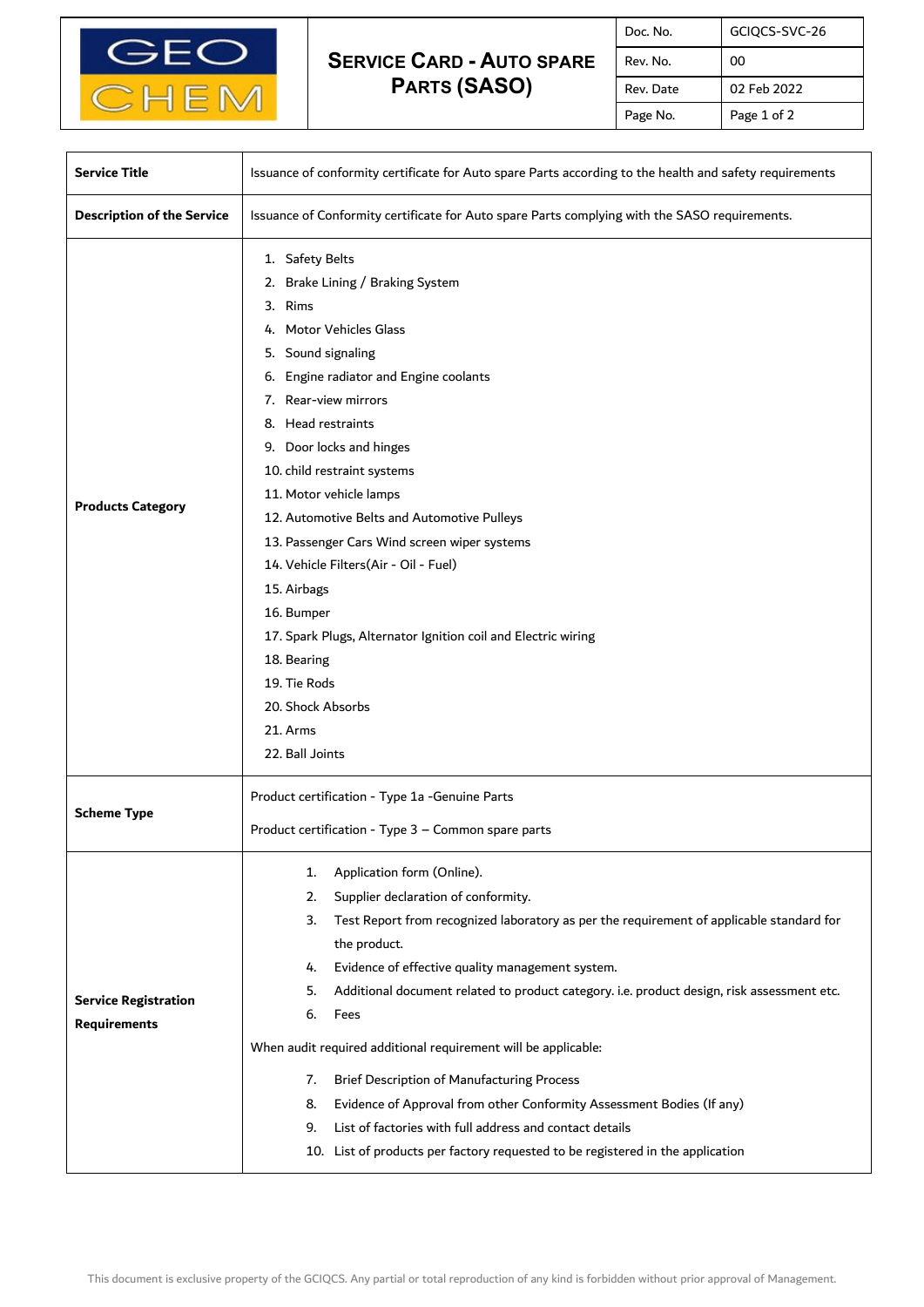| GEO CHEM | **SERVICE CARD - AUTO SPARE PARTS (SASO)** | Doc. No. | GCIQCS-SVC-26 |
|---|---|---|---|
| | | Rev. No. | 00 |
| | | Rev. Date | 02 Feb 2022 |
| | | Page No. | Page 1 of 2 |

| | |
|---|---|
| **Service Title** | Issuance of conformity certificate for Auto spare Parts according to the health and safety requirements |
| **Description of the Service** | Issuance of Conformity certificate for Auto spare Parts complying with the SASO requirements. |
| **Products Category** | 1. Safety Belts<br>2. Brake Lining / Braking System<br>3. Rims<br>4. Motor Vehicles Glass<br>5. Sound signaling<br>6. Engine radiator and Engine coolants<br>7. Rear-view mirrors<br>8. Head restraints<br>9. Door locks and hinges<br>10. child restraint systems<br>11. Motor vehicle lamps<br>12. Automotive Belts and Automotive Pulleys<br>13. Passenger Cars Wind screen wiper systems<br>14. Vehicle Filters(Air - Oil - Fuel)<br>15. Airbags<br>16. Bumper<br>17. Spark Plugs, Alternator Ignition coil and Electric wiring<br>18. Bearing<br>19. Tie Rods<br>20. Shock Absorbs<br>21. Arms<br>22. Ball Joints |
| **Scheme Type** | Product certification - Type 1a -Genuine Parts<br><br>Product certification - Type 3 – Common spare parts |
| **Service Registration Requirements** | 1. Application form (Online).<br>2. Supplier declaration of conformity.<br>3. Test Report from recognized laboratory as per the requirement of applicable standard for the product.<br>4. Evidence of effective quality management system.<br>5. Additional document related to product category. i.e. product design, risk assessment etc.<br>6. Fees<br><br>When audit required additional requirement will be applicable:<br><br>7. Brief Description of Manufacturing Process<br>8. Evidence of Approval from other Conformity Assessment Bodies (If any)<br>9. List of factories with full address and contact details<br>10. List of products per factory requested to be registered in the application |

This document is exclusive property of the GCIQCS. Any partial or total reproduction of any kind is forbidden without prior approval of Management.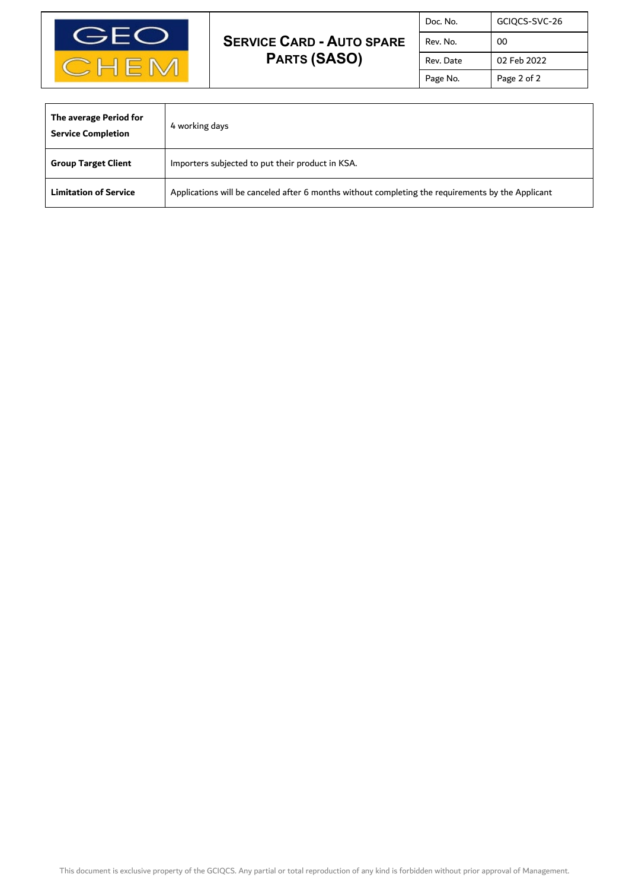| | |
|---|---|
| **The average Period for Service Completion** | 4 working days |
| **Group Target Client** | Importers subjected to put their product in KSA. |
| **Limitation of Service** | Applications will be canceled after 6 months without completing the requirements by the Applicant |